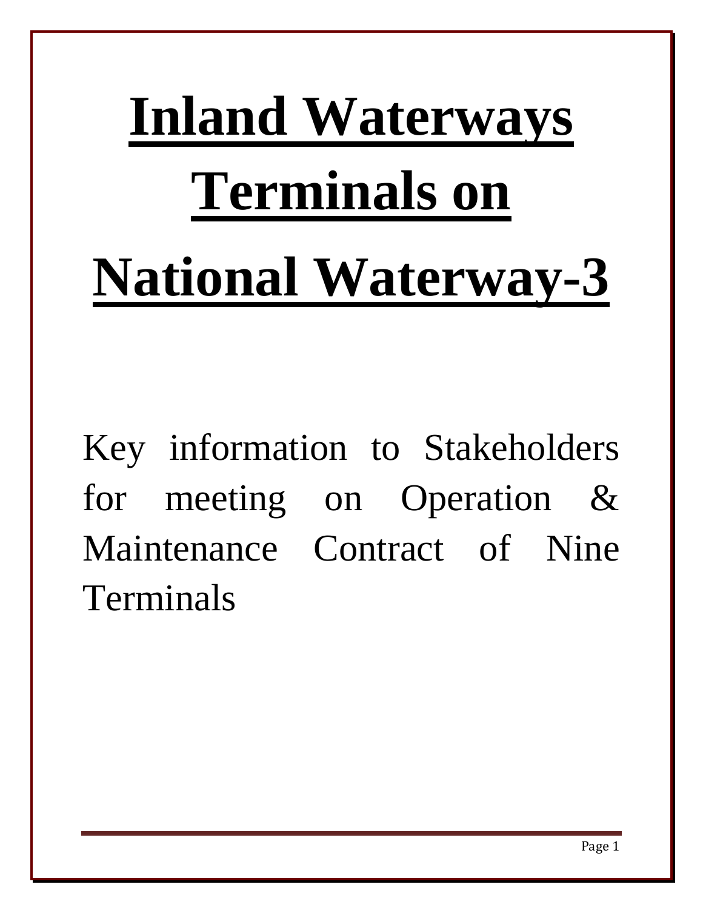# Inland Waterways Terminals on National Waterway-3

Key information to Stakeholders for meeting on Operation & Maintenance Contract of Nine Terminals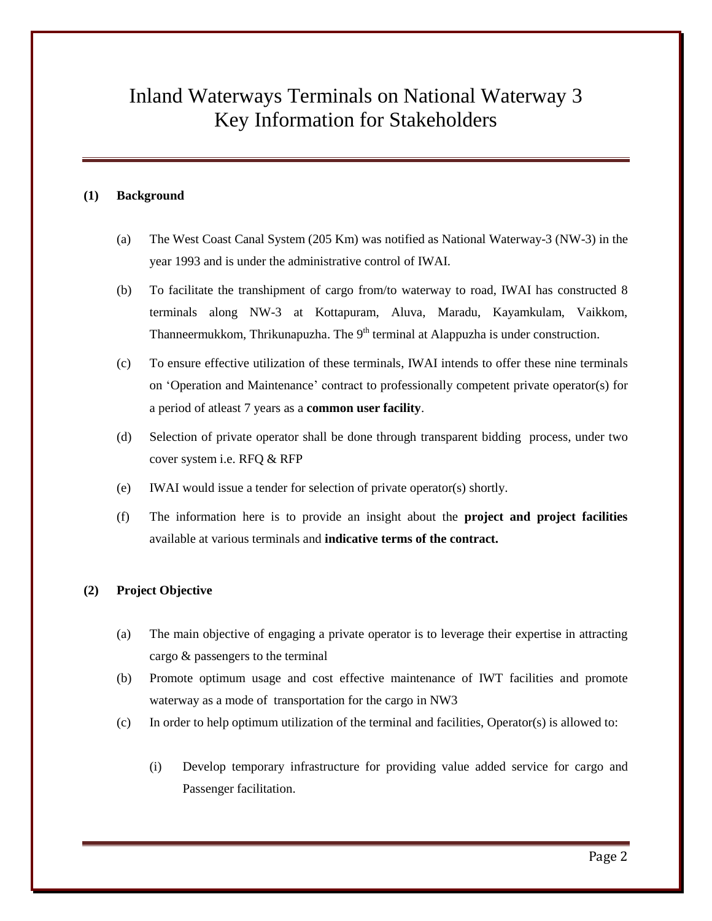# Inland Waterways Terminals on National Waterway 3 Key Information for Stakeholders

**(1) Background**

(a) The West Coast Canal System (205 Km) was notified as National Waterway-3 (NW-3) in the year 1993 and is under the administrative control of IWAI.

(b) To facilitate the transhipment of cargo from/to waterway to road, IWAI has constructed 8 terminals along NW-3 at Kottapuram, Aluva, Maradu, Kayamkulam, Vaikkom, Thanneermukkom, Thrikunapuzha. The 9th terminal at Alappuzha is under construction.

(c) To ensure effective utilization of these terminals, IWAI intends to offer these nine terminals on 'Operation and Maintenance' contract to professionally competent private operator(s) for a period of atleast 7 years as a **common user facility**.

(d) Selection of private operator shall be done through transparent bidding process, under two cover system i.e. RFQ & RFP

(e) IWAI would issue a tender for selection of private operator(s) shortly.

(f) The information here is to provide an insight about the **project and project facilities** available at various terminals and **indicative terms of the contract.**

**(2) Project Objective**

(a) The main objective of engaging a private operator is to leverage their expertise in attracting cargo & passengers to the terminal

(b) Promote optimum usage and cost effective maintenance of IWT facilities and promote waterway as a mode of transportation for the cargo in NW3

(c) In order to help optimum utilization of the terminal and facilities, Operator(s) is allowed to:

  (i) Develop temporary infrastructure for providing value added service for cargo and Passenger facilitation.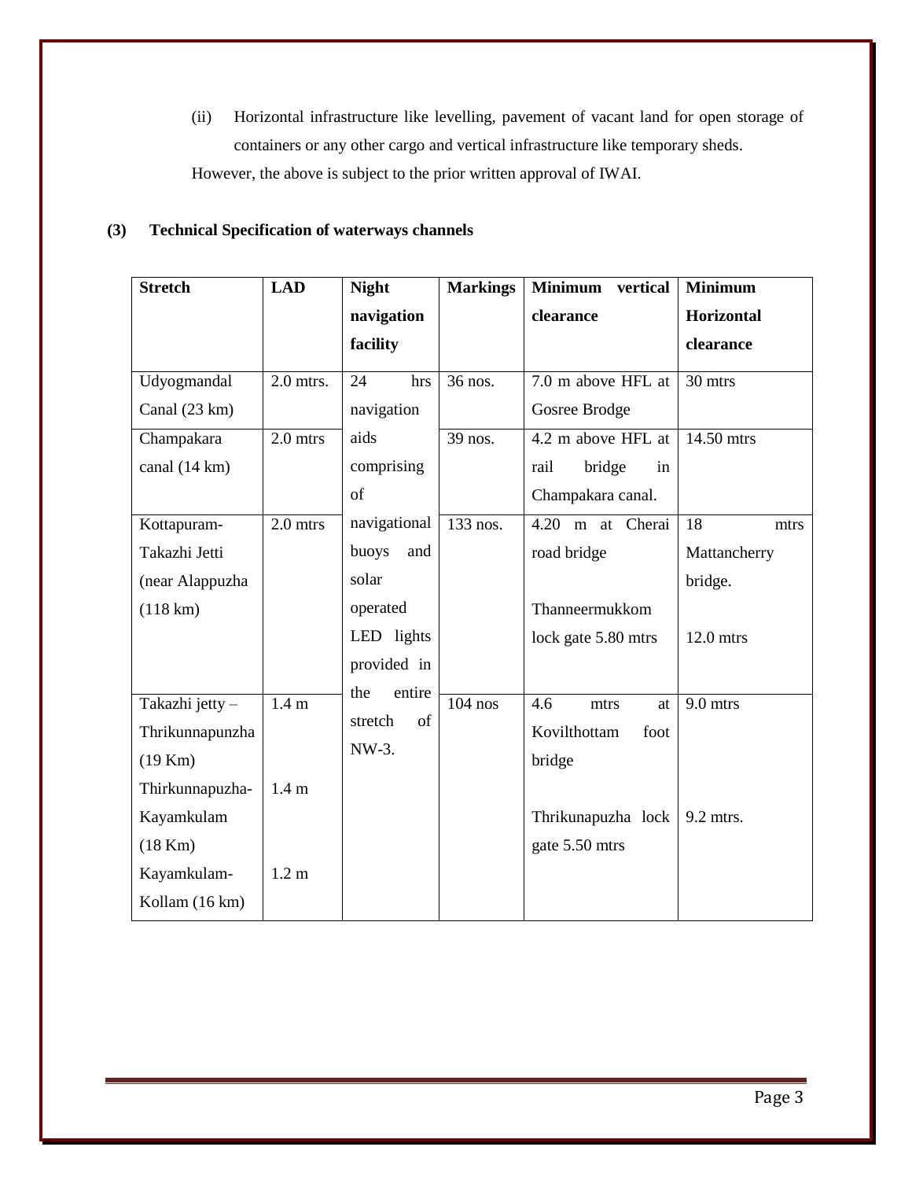(ii) Horizontal infrastructure like levelling, pavement of vacant land for open storage of containers or any other cargo and vertical infrastructure like temporary sheds.

However, the above is subject to the prior written approval of IWAI.

**(3) Technical Specification of waterways channels**

| Stretch | LAD | Night navigation facility | Markings | Minimum vertical clearance | Minimum Horizontal clearance |
|---|---|---|---|---|---|
| Udyogmandal Canal (23 km) | 2.0 mtrs. | 24 hrs navigation aids comprising of navigational buoys and solar operated LED lights provided in the entire stretch of NW-3. | 36 nos. | 7.0 m above HFL at Gosree Brodge | 30 mtrs |
| Champakara canal (14 km) | 2.0 mtrs | | 39 nos. | 4.2 m above HFL at rail bridge in Champakara canal. | 14.50 mtrs |
| Kottapuram-Takazhi Jetti (near Alappuzha (118 km) | 2.0 mtrs | | 133 nos. | 4.20 m at Cherai road bridge<br><br>Thanneermukkom lock gate 5.80 mtrs | 18 mtrs Mattancherry bridge.<br><br>12.0 mtrs |
| Takazhi jetty – Thrikunnapunzha (19 Km)<br>Thirkunnapuzha-Kayamkulam (18 Km)<br>Kayamkulam-Kollam (16 km) | 1.4 m<br><br>1.4 m<br><br>1.2 m | | 104 nos | 4.6 mtrs at Kovilthottam foot bridge<br><br>Thrikunapuzha lock gate 5.50 mtrs | 9.0 mtrs<br><br>9.2 mtrs. |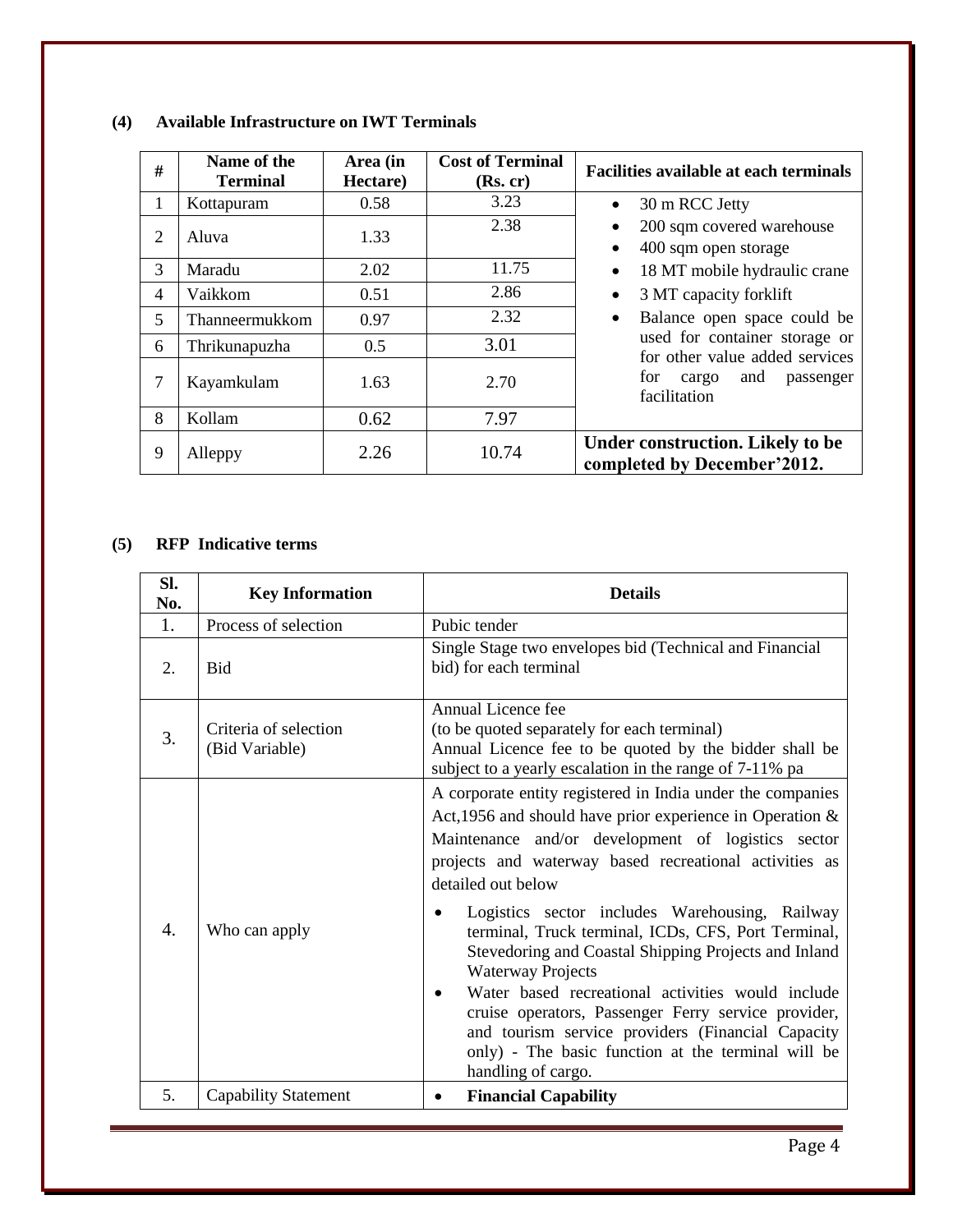**(4) Available Infrastructure on IWT Terminals**

| # | Name of the Terminal | Area (in Hectare) | Cost of Terminal (Rs. cr) | Facilities available at each terminals |
|---|---|---|---|---|
| 1 | Kottapuram | 0.58 | 3.23 | • 30 m RCC Jetty<br>• 200 sqm covered warehouse<br>• 400 sqm open storage<br>• 18 MT mobile hydraulic crane<br>• 3 MT capacity forklift<br>• Balance open space could be used for container storage or for other value added services for cargo and passenger facilitation |
| 2 | Aluva | 1.33 | 2.38 | |
| 3 | Maradu | 2.02 | 11.75 | |
| 4 | Vaikkom | 0.51 | 2.86 | |
| 5 | Thanneermukkom | 0.97 | 2.32 | |
| 6 | Thrikunapuzha | 0.5 | 3.01 | |
| 7 | Kayamkulam | 1.63 | 2.70 | |
| 8 | Kollam | 0.62 | 7.97 | |
| 9 | Alleppy | 2.26 | 10.74 | **Under construction. Likely to be completed by December'2012.** |

**(5) RFP Indicative terms**

| Sl. No. | Key Information | Details |
|---|---|---|
| 1. | Process of selection | Pubic tender |
| 2. | Bid | Single Stage two envelopes bid (Technical and Financial bid) for each terminal |
| 3. | Criteria of selection (Bid Variable) | Annual Licence fee<br>(to be quoted separately for each terminal)<br>Annual Licence fee to be quoted by the bidder shall be subject to a yearly escalation in the range of 7-11% pa |
| 4. | Who can apply | A corporate entity registered in India under the companies Act,1956 and should have prior experience in Operation & Maintenance and/or development of logistics sector projects and waterway based recreational activities as detailed out below<br>• Logistics sector includes Warehousing, Railway terminal, Truck terminal, ICDs, CFS, Port Terminal, Stevedoring and Coastal Shipping Projects and Inland Waterway Projects<br>• Water based recreational activities would include cruise operators, Passenger Ferry service provider, and tourism service providers (Financial Capacity only) - The basic function at the terminal will be handling of cargo. |
| 5. | Capability Statement | • **Financial Capability** |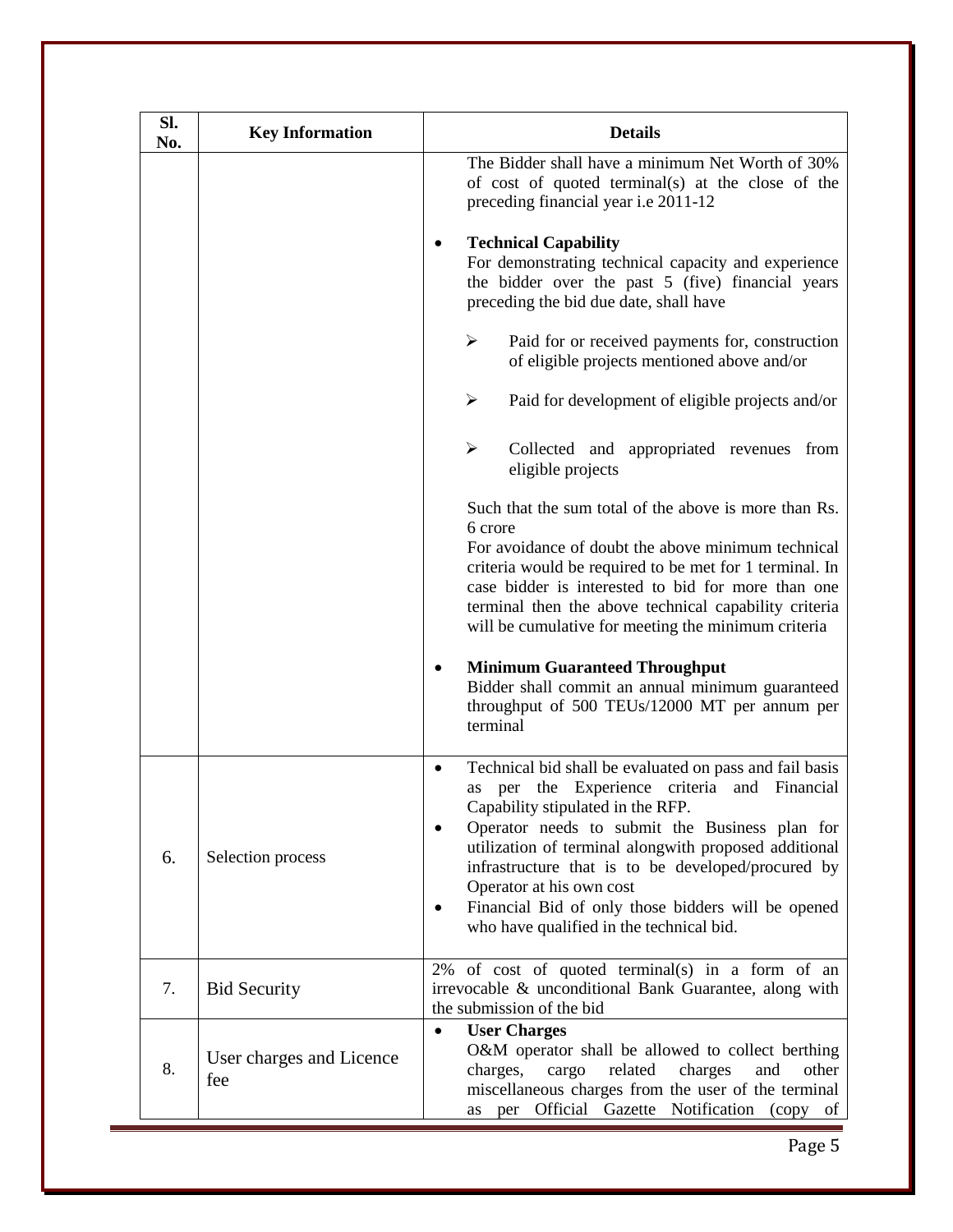| Sl. No. | Key Information | Details |
|---|---|---|
| | | The Bidder shall have a minimum Net Worth of 30% of cost of quoted terminal(s) at the close of the preceding financial year i.e 2011-12<br><br>• **Technical Capability**<br>For demonstrating technical capacity and experience the bidder over the past 5 (five) financial years preceding the bid due date, shall have<br><br>➢ Paid for or received payments for, construction of eligible projects mentioned above and/or<br><br>➢ Paid for development of eligible projects and/or<br><br>➢ Collected and appropriated revenues from eligible projects<br><br>Such that the sum total of the above is more than Rs. 6 crore<br>For avoidance of doubt the above minimum technical criteria would be required to be met for 1 terminal. In case bidder is interested to bid for more than one terminal then the above technical capability criteria will be cumulative for meeting the minimum criteria<br><br>• **Minimum Guaranteed Throughput**<br>Bidder shall commit an annual minimum guaranteed throughput of 500 TEUs/12000 MT per annum per terminal |
| 6. | Selection process | • Technical bid shall be evaluated on pass and fail basis as per the Experience criteria and Financial Capability stipulated in the RFP.<br>• Operator needs to submit the Business plan for utilization of terminal alongwith proposed additional infrastructure that is to be developed/procured by Operator at his own cost<br>• Financial Bid of only those bidders will be opened who have qualified in the technical bid. |
| 7. | Bid Security | 2% of cost of quoted terminal(s) in a form of an irrevocable & unconditional Bank Guarantee, along with the submission of the bid |
| 8. | User charges and Licence fee | • **User Charges**<br>O&M operator shall be allowed to collect berthing charges, cargo related charges and other miscellaneous charges from the user of the terminal as per Official Gazette Notification (copy of |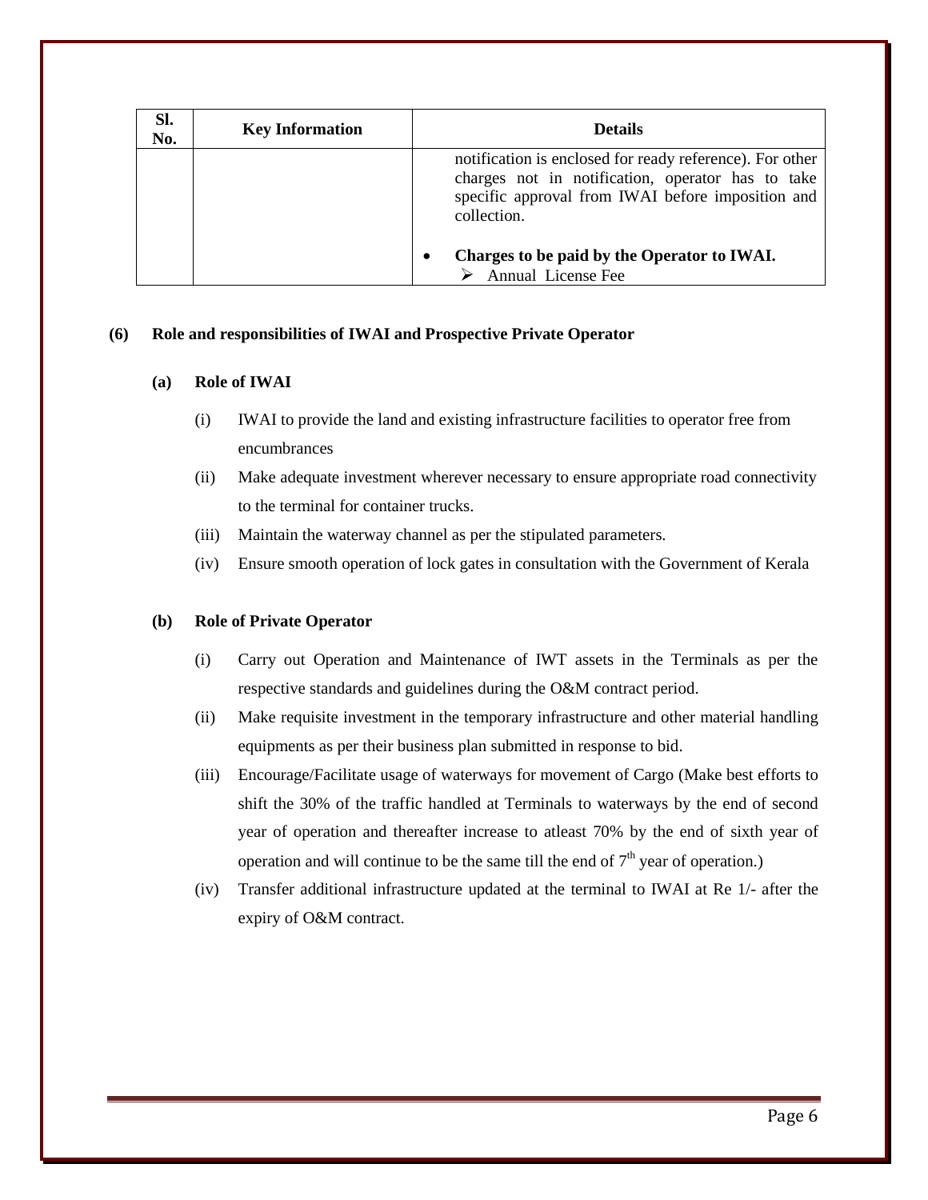| Sl. No. | Key Information | Details |
|---|---|---|
| | | notification is enclosed for ready reference). For other charges not in notification, operator has to take specific approval from IWAI before imposition and collection.<br><br>• **Charges to be paid by the Operator to IWAI.**<br>➢ Annual License Fee |

**(6) Role and responsibilities of IWAI and Prospective Private Operator**

**(a) Role of IWAI**

(i) IWAI to provide the land and existing infrastructure facilities to operator free from encumbrances

(ii) Make adequate investment wherever necessary to ensure appropriate road connectivity to the terminal for container trucks.

(iii) Maintain the waterway channel as per the stipulated parameters.

(iv) Ensure smooth operation of lock gates in consultation with the Government of Kerala

**(b) Role of Private Operator**

(i) Carry out Operation and Maintenance of IWT assets in the Terminals as per the respective standards and guidelines during the O&M contract period.

(ii) Make requisite investment in the temporary infrastructure and other material handling equipments as per their business plan submitted in response to bid.

(iii) Encourage/Facilitate usage of waterways for movement of Cargo (Make best efforts to shift the 30% of the traffic handled at Terminals to waterways by the end of second year of operation and thereafter increase to atleast 70% by the end of sixth year of operation and will continue to be the same till the end of 7th year of operation.)

(iv) Transfer additional infrastructure updated at the terminal to IWAI at Re 1/- after the expiry of O&M contract.